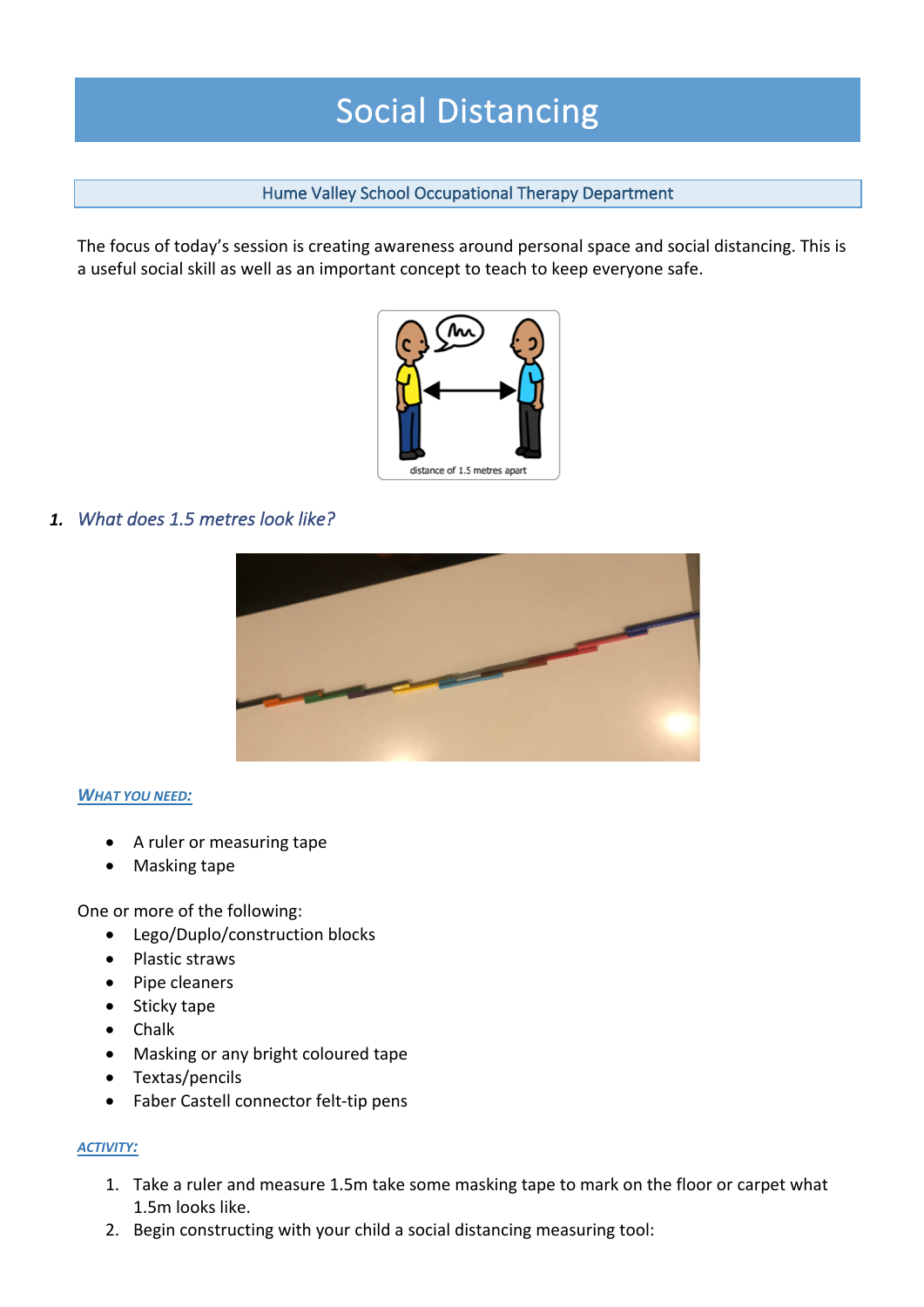# Social Distancing

Hume Valley School Occupational Therapy Department

The focus of today's session is creating awareness around personal space and social distancing. This is a useful social skill as well as an important concept to teach to keep everyone safe.

## 1. *What does 1.5 metres look like?*

### WHAT YOU NEED:

- A ruler or measuring tape
- Masking tape

One or more of the following:

- Lego/Duplo/construction blocks
- Plastic straws
- Pipe cleaners
- Sticky tape
- Chalk
- Masking or any bright coloured tape
- Textas/pencils
- Faber Castell connector felt-tip pens

### ACTIVITY:

1. Take a ruler and measure 1.5m take some masking tape to mark on the floor or carpet what 1.5m looks like.
2. Begin constructing with your child a social distancing measuring tool: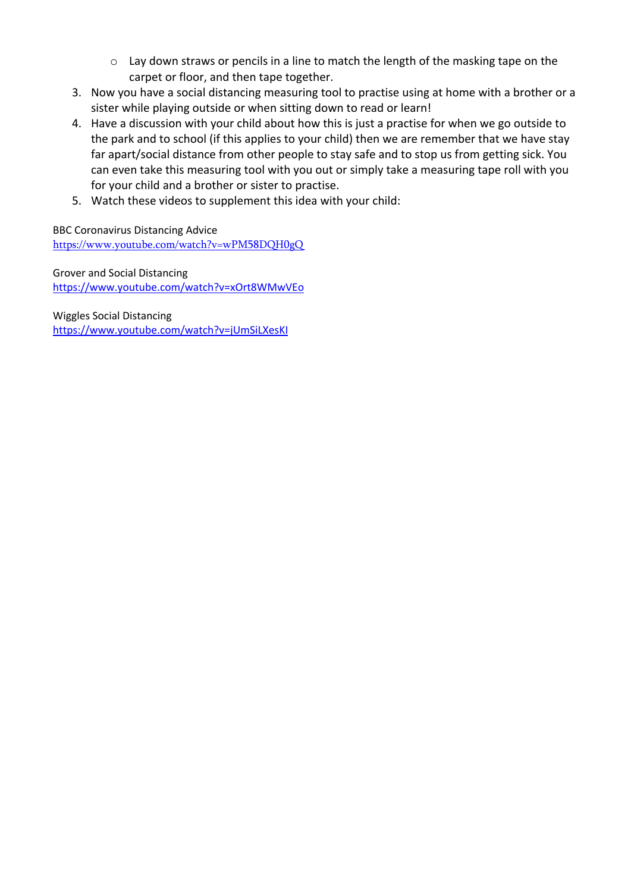- Lay down straws or pencils in a line to match the length of the masking tape on the carpet or floor, and then tape together.

3. Now you have a social distancing measuring tool to practise using at home with a brother or a sister while playing outside or when sitting down to read or learn!
4. Have a discussion with your child about how this is just a practise for when we go outside to the park and to school (if this applies to your child) then we are remember that we have stay far apart/social distance from other people to stay safe and to stop us from getting sick. You can even take this measuring tool with you out or simply take a measuring tape roll with you for your child and a brother or sister to practise.
5. Watch these videos to supplement this idea with your child:

BBC Coronavirus Distancing Advice
https://www.youtube.com/watch?v=wPM58DQH0gQ

Grover and Social Distancing
https://www.youtube.com/watch?v=xOrt8WMwVEo

Wiggles Social Distancing
https://www.youtube.com/watch?v=jUmSiLXesKI